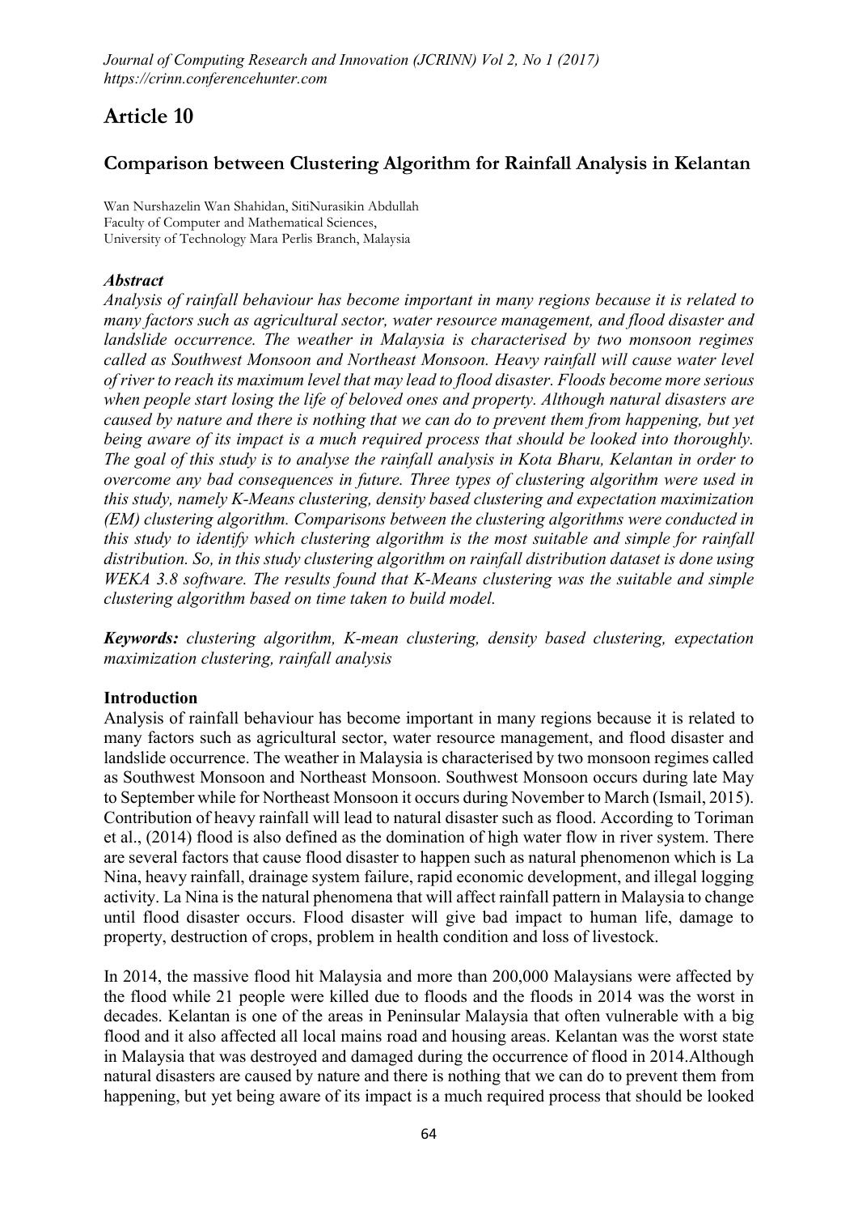# Article 10

## Comparison between Clustering Algorithm for Rainfall Analysis in Kelantan

Wan Nurshazelin Wan Shahidan, SitiNurasikin Abdullah
Faculty of Computer and Mathematical Sciences,
University of Technology Mara Perlis Branch, Malaysia

### *Abstract*

*Analysis of rainfall behaviour has become important in many regions because it is related to many factors such as agricultural sector, water resource management, and flood disaster and landslide occurrence. The weather in Malaysia is characterised by two monsoon regimes called as Southwest Monsoon and Northeast Monsoon. Heavy rainfall will cause water level of river to reach its maximum level that may lead to flood disaster. Floods become more serious when people start losing the life of beloved ones and property. Although natural disasters are caused by nature and there is nothing that we can do to prevent them from happening, but yet being aware of its impact is a much required process that should be looked into thoroughly. The goal of this study is to analyse the rainfall analysis in Kota Bharu, Kelantan in order to overcome any bad consequences in future. Three types of clustering algorithm were used in this study, namely K-Means clustering, density based clustering and expectation maximization (EM) clustering algorithm. Comparisons between the clustering algorithms were conducted in this study to identify which clustering algorithm is the most suitable and simple for rainfall distribution. So, in this study clustering algorithm on rainfall distribution dataset is done using WEKA 3.8 software. The results found that K-Means clustering was the suitable and simple clustering algorithm based on time taken to build model.*

***Keywords:*** *clustering algorithm, K-mean clustering, density based clustering, expectation maximization clustering, rainfall analysis*

### Introduction

Analysis of rainfall behaviour has become important in many regions because it is related to many factors such as agricultural sector, water resource management, and flood disaster and landslide occurrence. The weather in Malaysia is characterised by two monsoon regimes called as Southwest Monsoon and Northeast Monsoon. Southwest Monsoon occurs during late May to September while for Northeast Monsoon it occurs during November to March (Ismail, 2015). Contribution of heavy rainfall will lead to natural disaster such as flood. According to Toriman et al., (2014) flood is also defined as the domination of high water flow in river system. There are several factors that cause flood disaster to happen such as natural phenomenon which is La Nina, heavy rainfall, drainage system failure, rapid economic development, and illegal logging activity. La Nina is the natural phenomena that will affect rainfall pattern in Malaysia to change until flood disaster occurs. Flood disaster will give bad impact to human life, damage to property, destruction of crops, problem in health condition and loss of livestock.

In 2014, the massive flood hit Malaysia and more than 200,000 Malaysians were affected by the flood while 21 people were killed due to floods and the floods in 2014 was the worst in decades. Kelantan is one of the areas in Peninsular Malaysia that often vulnerable with a big flood and it also affected all local mains road and housing areas. Kelantan was the worst state in Malaysia that was destroyed and damaged during the occurrence of flood in 2014.Although natural disasters are caused by nature and there is nothing that we can do to prevent them from happening, but yet being aware of its impact is a much required process that should be looked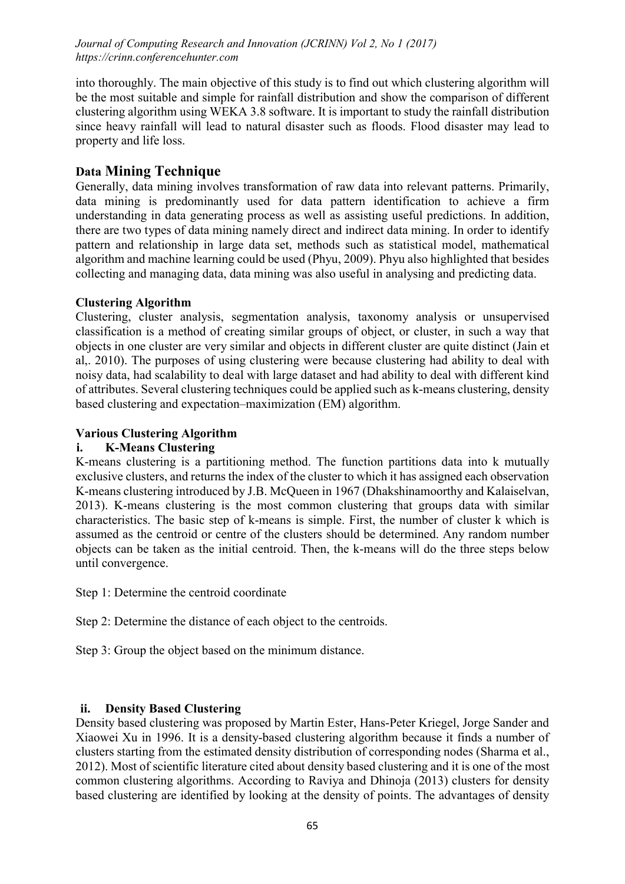into thoroughly. The main objective of this study is to find out which clustering algorithm will be the most suitable and simple for rainfall distribution and show the comparison of different clustering algorithm using WEKA 3.8 software. It is important to study the rainfall distribution since heavy rainfall will lead to natural disaster such as floods. Flood disaster may lead to property and life loss.

## Data Mining Technique

Generally, data mining involves transformation of raw data into relevant patterns. Primarily, data mining is predominantly used for data pattern identification to achieve a firm understanding in data generating process as well as assisting useful predictions. In addition, there are two types of data mining namely direct and indirect data mining. In order to identify pattern and relationship in large data set, methods such as statistical model, mathematical algorithm and machine learning could be used (Phyu, 2009). Phyu also highlighted that besides collecting and managing data, data mining was also useful in analysing and predicting data.

### Clustering Algorithm

Clustering, cluster analysis, segmentation analysis, taxonomy analysis or unsupervised classification is a method of creating similar groups of object, or cluster, in such a way that objects in one cluster are very similar and objects in different cluster are quite distinct (Jain et al,. 2010). The purposes of using clustering were because clustering had ability to deal with noisy data, had scalability to deal with large dataset and had ability to deal with different kind of attributes. Several clustering techniques could be applied such as k-means clustering, density based clustering and expectation–maximization (EM) algorithm.

### Various Clustering Algorithm

#### i. K-Means Clustering

K-means clustering is a partitioning method. The function partitions data into k mutually exclusive clusters, and returns the index of the cluster to which it has assigned each observation K-means clustering introduced by J.B. McQueen in 1967 (Dhakshinamoorthy and Kalaiselvan, 2013). K-means clustering is the most common clustering that groups data with similar characteristics. The basic step of k-means is simple. First, the number of cluster k which is assumed as the centroid or centre of the clusters should be determined. Any random number objects can be taken as the initial centroid. Then, the k-means will do the three steps below until convergence.

Step 1: Determine the centroid coordinate

Step 2: Determine the distance of each object to the centroids.

Step 3: Group the object based on the minimum distance.

#### ii. Density Based Clustering

Density based clustering was proposed by Martin Ester, Hans-Peter Kriegel, Jorge Sander and Xiaowei Xu in 1996. It is a density-based clustering algorithm because it finds a number of clusters starting from the estimated density distribution of corresponding nodes (Sharma et al., 2012). Most of scientific literature cited about density based clustering and it is one of the most common clustering algorithms. According to Raviya and Dhinoja (2013) clusters for density based clustering are identified by looking at the density of points. The advantages of density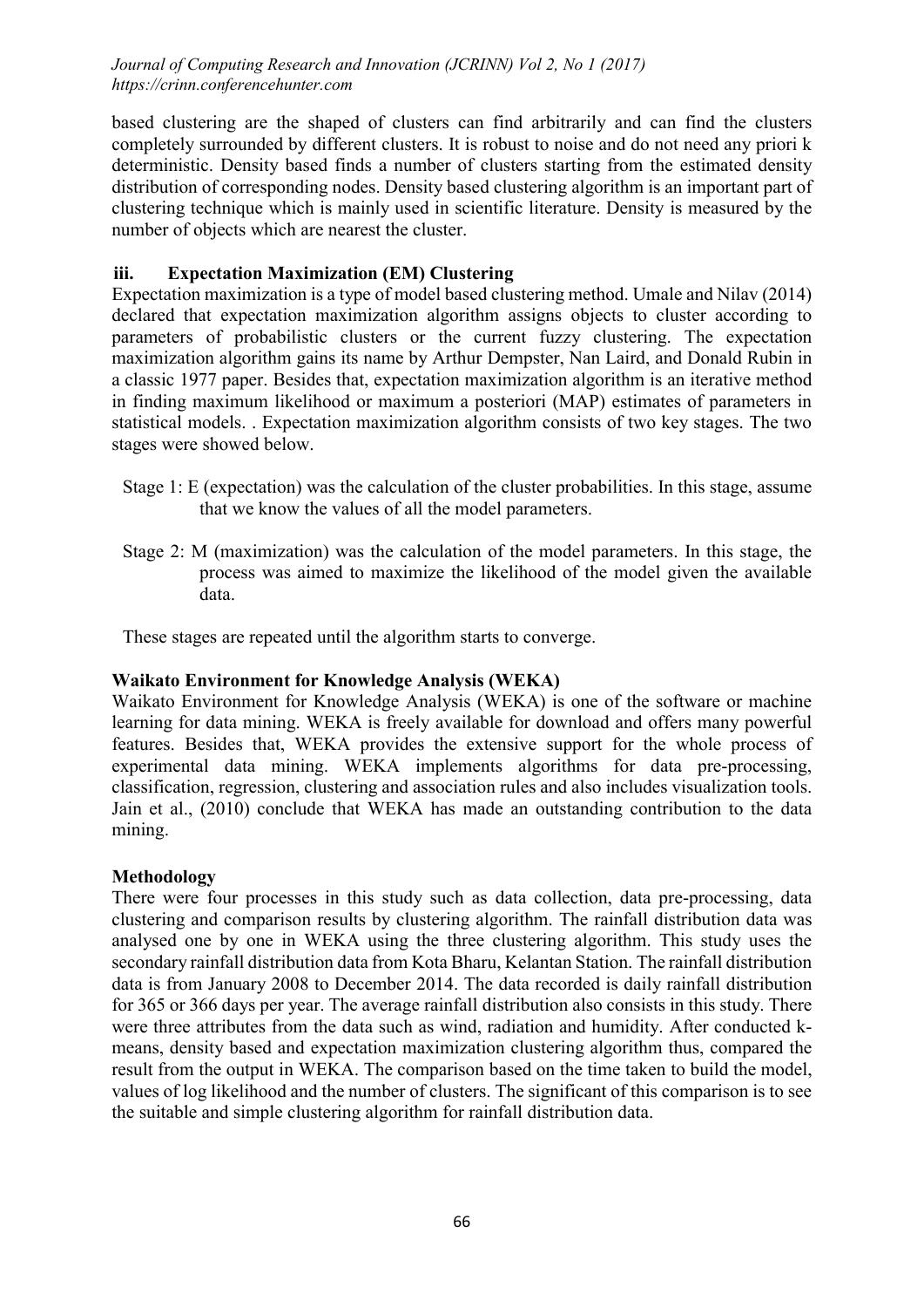based clustering are the shaped of clusters can find arbitrarily and can find the clusters completely surrounded by different clusters. It is robust to noise and do not need any priori k deterministic. Density based finds a number of clusters starting from the estimated density distribution of corresponding nodes. Density based clustering algorithm is an important part of clustering technique which is mainly used in scientific literature. Density is measured by the number of objects which are nearest the cluster.

### iii. Expectation Maximization (EM) Clustering

Expectation maximization is a type of model based clustering method. Umale and Nilav (2014) declared that expectation maximization algorithm assigns objects to cluster according to parameters of probabilistic clusters or the current fuzzy clustering. The expectation maximization algorithm gains its name by Arthur Dempster, Nan Laird, and Donald Rubin in a classic 1977 paper. Besides that, expectation maximization algorithm is an iterative method in finding maximum likelihood or maximum a posteriori (MAP) estimates of parameters in statistical models. . Expectation maximization algorithm consists of two key stages. The two stages were showed below.

Stage 1: E (expectation) was the calculation of the cluster probabilities. In this stage, assume that we know the values of all the model parameters.

Stage 2: M (maximization) was the calculation of the model parameters. In this stage, the process was aimed to maximize the likelihood of the model given the available data.

These stages are repeated until the algorithm starts to converge.

## Waikato Environment for Knowledge Analysis (WEKA)

Waikato Environment for Knowledge Analysis (WEKA) is one of the software or machine learning for data mining. WEKA is freely available for download and offers many powerful features. Besides that, WEKA provides the extensive support for the whole process of experimental data mining. WEKA implements algorithms for data pre-processing, classification, regression, clustering and association rules and also includes visualization tools. Jain et al., (2010) conclude that WEKA has made an outstanding contribution to the data mining.

## Methodology

There were four processes in this study such as data collection, data pre-processing, data clustering and comparison results by clustering algorithm. The rainfall distribution data was analysed one by one in WEKA using the three clustering algorithm. This study uses the secondary rainfall distribution data from Kota Bharu, Kelantan Station. The rainfall distribution data is from January 2008 to December 2014. The data recorded is daily rainfall distribution for 365 or 366 days per year. The average rainfall distribution also consists in this study. There were three attributes from the data such as wind, radiation and humidity. After conducted k-means, density based and expectation maximization clustering algorithm thus, compared the result from the output in WEKA. The comparison based on the time taken to build the model, values of log likelihood and the number of clusters. The significant of this comparison is to see the suitable and simple clustering algorithm for rainfall distribution data.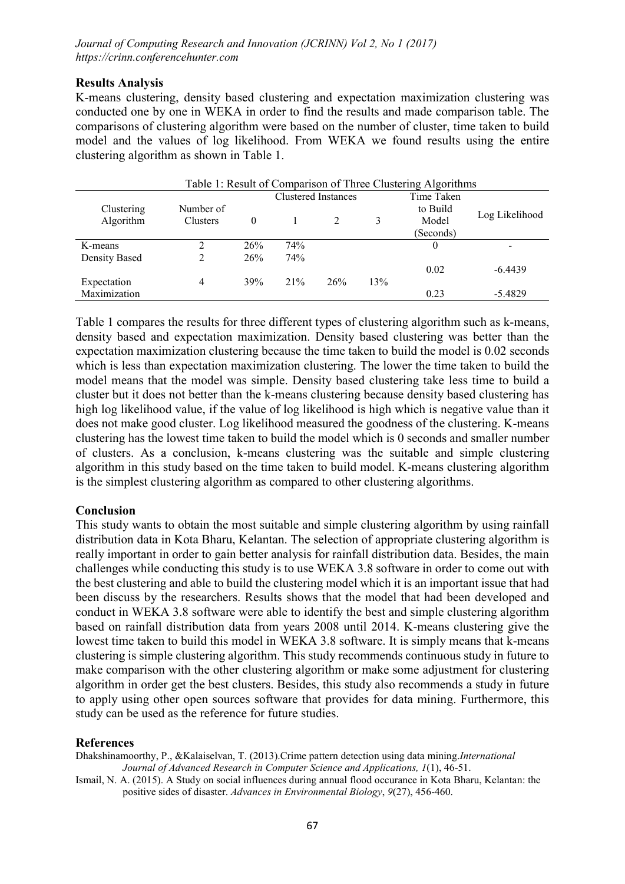## Results Analysis

K-means clustering, density based clustering and expectation maximization clustering was conducted one by one in WEKA in order to find the results and made comparison table. The comparisons of clustering algorithm were based on the number of cluster, time taken to build model and the values of log likelihood. From WEKA we found results using the entire clustering algorithm as shown in Table 1.

Table 1: Result of Comparison of Three Clustering Algorithms

| Clustering Algorithm | Number of Clusters | Clustered Instances | | | | Time Taken to Build Model (Seconds) | Log Likelihood |
|---|---|---|---|---|---|---|---|
| | | 0 | 1 | 2 | 3 | | |
| K-means | 2 | 26% | 74% | | | 0 | - |
| Density Based | 2 | 26% | 74% | | | 0.02 | -6.4439 |
| Expectation Maximization | 4 | 39% | 21% | 26% | 13% | 0.23 | -5.4829 |

Table 1 compares the results for three different types of clustering algorithm such as k-means, density based and expectation maximization. Density based clustering was better than the expectation maximization clustering because the time taken to build the model is 0.02 seconds which is less than expectation maximization clustering. The lower the time taken to build the model means that the model was simple. Density based clustering take less time to build a cluster but it does not better than the k-means clustering because density based clustering has high log likelihood value, if the value of log likelihood is high which is negative value than it does not make good cluster. Log likelihood measured the goodness of the clustering. K-means clustering has the lowest time taken to build the model which is 0 seconds and smaller number of clusters. As a conclusion, k-means clustering was the suitable and simple clustering algorithm in this study based on the time taken to build model. K-means clustering algorithm is the simplest clustering algorithm as compared to other clustering algorithms.

## Conclusion

This study wants to obtain the most suitable and simple clustering algorithm by using rainfall distribution data in Kota Bharu, Kelantan. The selection of appropriate clustering algorithm is really important in order to gain better analysis for rainfall distribution data. Besides, the main challenges while conducting this study is to use WEKA 3.8 software in order to come out with the best clustering and able to build the clustering model which it is an important issue that had been discuss by the researchers. Results shows that the model that had been developed and conduct in WEKA 3.8 software were able to identify the best and simple clustering algorithm based on rainfall distribution data from years 2008 until 2014. K-means clustering give the lowest time taken to build this model in WEKA 3.8 software. It is simply means that k-means clustering is simple clustering algorithm. This study recommends continuous study in future to make comparison with the other clustering algorithm or make some adjustment for clustering algorithm in order get the best clusters. Besides, this study also recommends a study in future to apply using other open sources software that provides for data mining. Furthermore, this study can be used as the reference for future studies.

## References

Dhakshinamoorthy, P., &Kalaiselvan, T. (2013).Crime pattern detection using data mining.*International Journal of Advanced Research in Computer Science and Applications, 1*(1), 46-51.

Ismail, N. A. (2015). A Study on social influences during annual flood occurance in Kota Bharu, Kelantan: the positive sides of disaster. *Advances in Environmental Biology*, *9*(27), 456-460.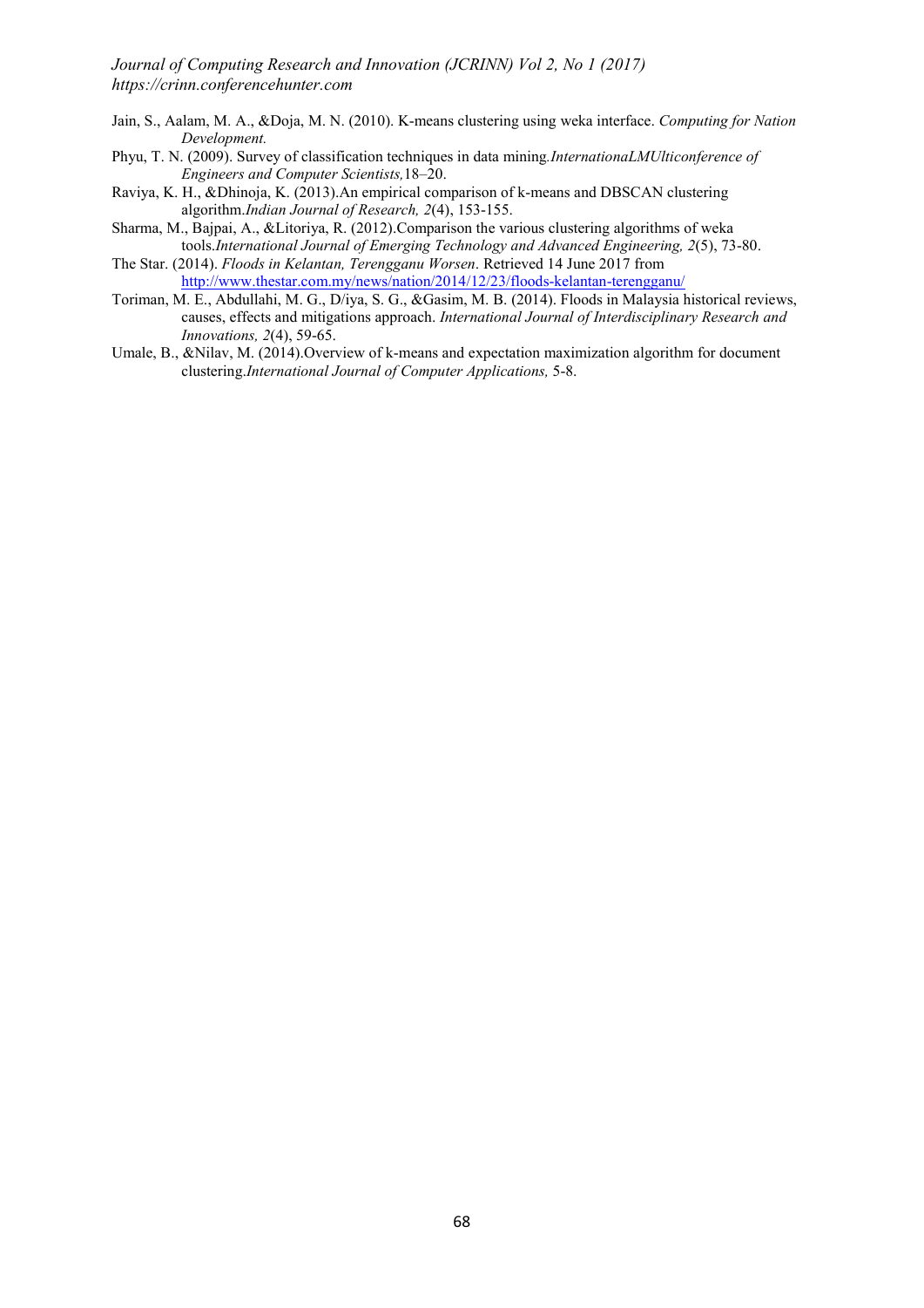Jain, S., Aalam, M. A., &Doja, M. N. (2010). K-means clustering using weka interface. *Computing for Nation Development.*

Phyu, T. N. (2009). Survey of classification techniques in data mining.*InternationaLMUlticonference of Engineers and Computer Scientists,*18–20.

Raviya, K. H., &Dhinoja, K. (2013).An empirical comparison of k-means and DBSCAN clustering algorithm.*Indian Journal of Research, 2*(4), 153-155.

Sharma, M., Bajpai, A., &Litoriya, R. (2012).Comparison the various clustering algorithms of weka tools.*International Journal of Emerging Technology and Advanced Engineering, 2*(5), 73-80.

The Star. (2014). *Floods in Kelantan, Terengganu Worsen*. Retrieved 14 June 2017 from http://www.thestar.com.my/news/nation/2014/12/23/floods-kelantan-terengganu/

Toriman, M. E., Abdullahi, M. G., D/iya, S. G., &Gasim, M. B. (2014). Floods in Malaysia historical reviews, causes, effects and mitigations approach. *International Journal of Interdisciplinary Research and Innovations, 2*(4), 59-65.

Umale, B., &Nilav, M. (2014).Overview of k-means and expectation maximization algorithm for document clustering.*International Journal of Computer Applications,* 5-8.